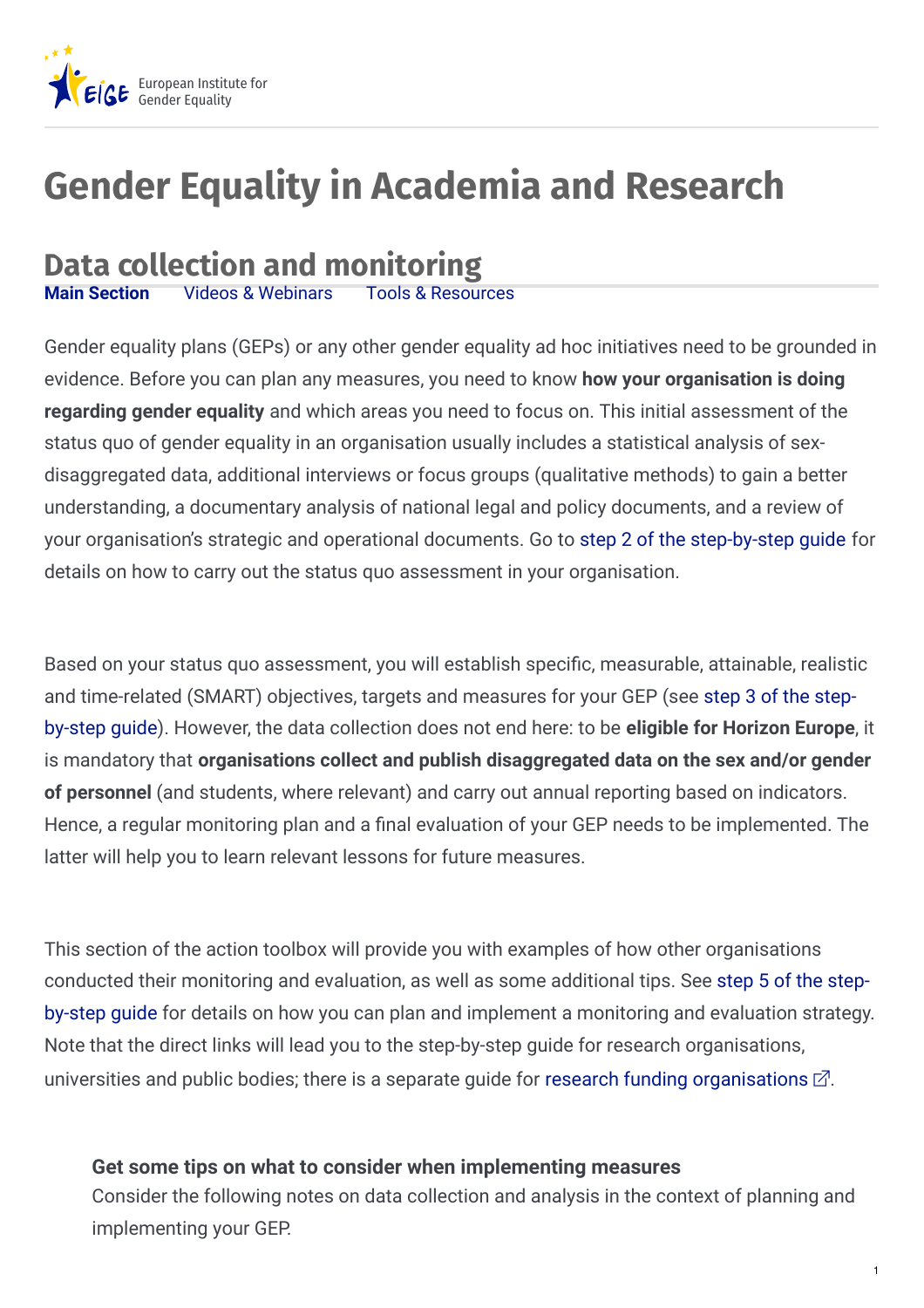# Gender Equality in Academia and Research

## Data collection and monitoring

**Main Section** Videos & Webinars Tools & Resources

Gender equality plans (GEPs) or any other gender equality ad hoc initiatives need to be grounded in evidence. Before you can plan any measures, you need to know **how your organisation is doing regarding gender equality** and which areas you need to focus on. This initial assessment of the status quo of gender equality in an organisation usually includes a statistical analysis of sex-disaggregated data, additional interviews or focus groups (qualitative methods) to gain a better understanding, a documentary analysis of national legal and policy documents, and a review of your organisation's strategic and operational documents. Go to step 2 of the step-by-step guide for details on how to carry out the status quo assessment in your organisation.

Based on your status quo assessment, you will establish specific, measurable, attainable, realistic and time-related (SMART) objectives, targets and measures for your GEP (see step 3 of the step-by-step guide). However, the data collection does not end here: to be **eligible for Horizon Europe**, it is mandatory that **organisations collect and publish disaggregated data on the sex and/or gender of personnel** (and students, where relevant) and carry out annual reporting based on indicators. Hence, a regular monitoring plan and a final evaluation of your GEP needs to be implemented. The latter will help you to learn relevant lessons for future measures.

This section of the action toolbox will provide you with examples of how other organisations conducted their monitoring and evaluation, as well as some additional tips. See step 5 of the step-by-step guide for details on how you can plan and implement a monitoring and evaluation strategy. Note that the direct links will lead you to the step-by-step guide for research organisations, universities and public bodies; there is a separate guide for research funding organisations.

**Get some tips on what to consider when implementing measures**

Consider the following notes on data collection and analysis in the context of planning and implementing your GEP.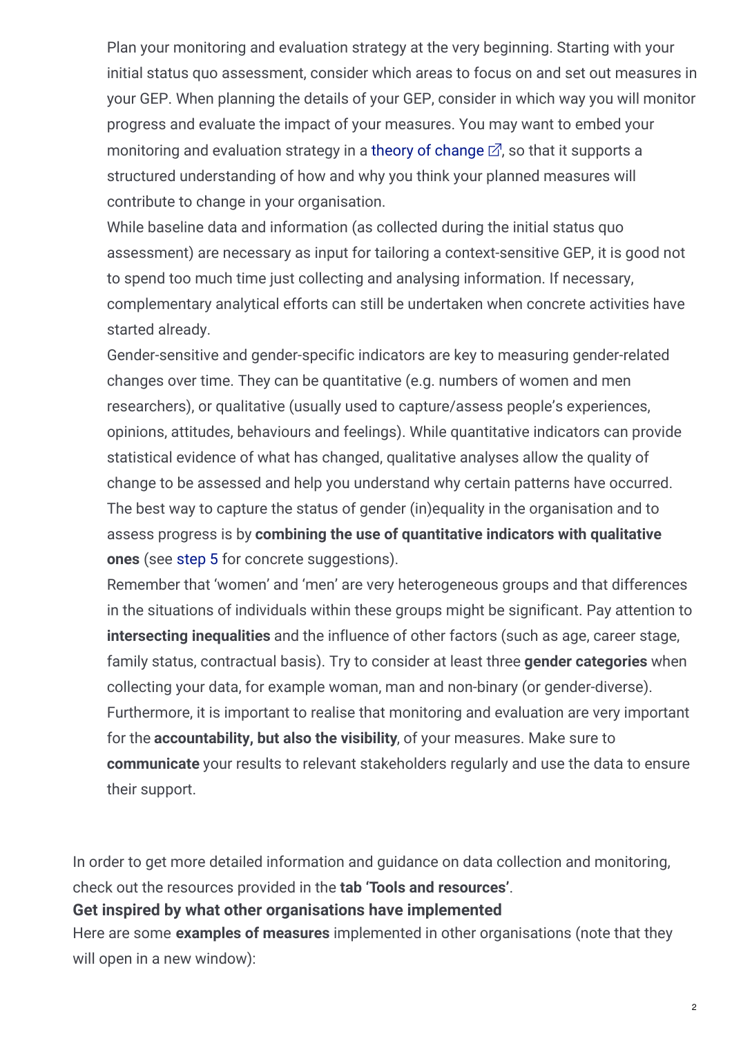Plan your monitoring and evaluation strategy at the very beginning. Starting with your initial status quo assessment, consider which areas to focus on and set out measures in your GEP. When planning the details of your GEP, consider in which way you will monitor progress and evaluate the impact of your measures. You may want to embed your monitoring and evaluation strategy in a theory of change, so that it supports a structured understanding of how and why you think your planned measures will contribute to change in your organisation.

While baseline data and information (as collected during the initial status quo assessment) are necessary as input for tailoring a context-sensitive GEP, it is good not to spend too much time just collecting and analysing information. If necessary, complementary analytical efforts can still be undertaken when concrete activities have started already.

Gender-sensitive and gender-specific indicators are key to measuring gender-related changes over time. They can be quantitative (e.g. numbers of women and men researchers), or qualitative (usually used to capture/assess people's experiences, opinions, attitudes, behaviours and feelings). While quantitative indicators can provide statistical evidence of what has changed, qualitative analyses allow the quality of change to be assessed and help you understand why certain patterns have occurred. The best way to capture the status of gender (in)equality in the organisation and to assess progress is by **combining the use of quantitative indicators with qualitative ones** (see step 5 for concrete suggestions).

Remember that 'women' and 'men' are very heterogeneous groups and that differences in the situations of individuals within these groups might be significant. Pay attention to **intersecting inequalities** and the influence of other factors (such as age, career stage, family status, contractual basis). Try to consider at least three **gender categories** when collecting your data, for example woman, man and non-binary (or gender-diverse).

Furthermore, it is important to realise that monitoring and evaluation are very important for the **accountability, but also the visibility**, of your measures. Make sure to **communicate** your results to relevant stakeholders regularly and use the data to ensure their support.

In order to get more detailed information and guidance on data collection and monitoring, check out the resources provided in the **tab 'Tools and resources'**.

**Get inspired by what other organisations have implemented**

Here are some **examples of measures** implemented in other organisations (note that they will open in a new window):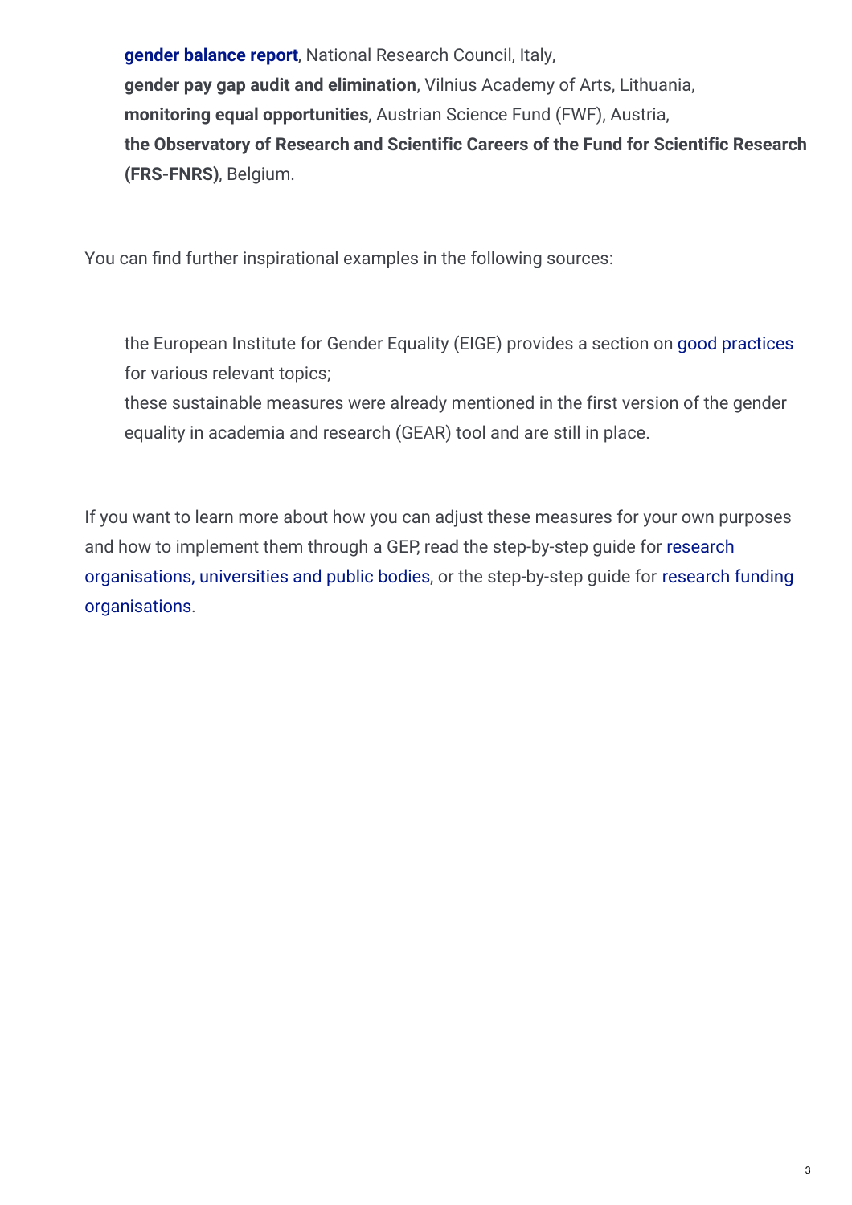- **gender balance report**, National Research Council, Italy,
- **gender pay gap audit and elimination**, Vilnius Academy of Arts, Lithuania,
- **monitoring equal opportunities**, Austrian Science Fund (FWF), Austria,
- **the Observatory of Research and Scientific Careers of the Fund for Scientific Research (FRS-FNRS)**, Belgium.

You can find further inspirational examples in the following sources:

- the European Institute for Gender Equality (EIGE) provides a section on good practices for various relevant topics;
- these sustainable measures were already mentioned in the first version of the gender equality in academia and research (GEAR) tool and are still in place.

If you want to learn more about how you can adjust these measures for your own purposes and how to implement them through a GEP, read the step-by-step guide for research organisations, universities and public bodies, or the step-by-step guide for research funding organisations.